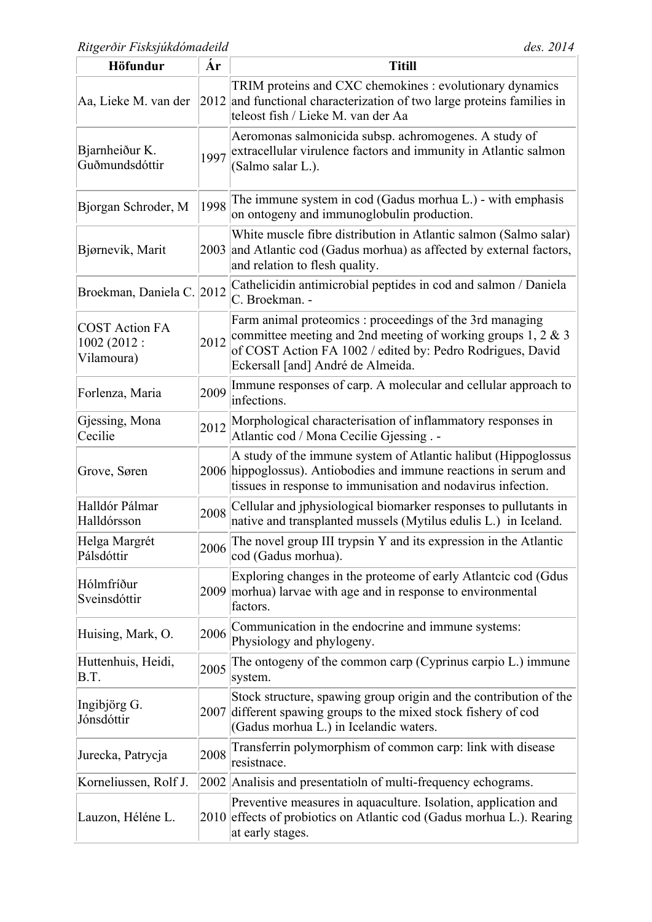*Ritgerðir Fisksjúkdómadeild* *des. 2014*

| Höfundur | Ár | Titill |
|---|---|---|
| Aa, Lieke M. van der | 2012 | TRIM proteins and CXC chemokines : evolutionary dynamics and functional characterization of two large proteins families in teleost fish / Lieke M. van der Aa |
| Bjarnheiður K. Guðmundsdóttir | 1997 | Aeromonas salmonicida subsp. achromogenes. A study of extracellular virulence factors and immunity in Atlantic salmon (Salmo salar L.). |
| Bjorgan Schroder, M | 1998 | The immune system in cod (Gadus morhua L.) - with emphasis on ontogeny and immunoglobulin production. |
| Bjørnevik, Marit | 2003 | White muscle fibre distribution in Atlantic salmon (Salmo salar) and Atlantic cod (Gadus morhua) as affected by external factors, and relation to flesh quality. |
| Broekman, Daniela C. | 2012 | Cathelicidin antimicrobial peptides in cod and salmon / Daniela C. Broekman. - |
| COST Action FA 1002 (2012 : Vilamoura) | 2012 | Farm animal proteomics : proceedings of the 3rd managing committee meeting and 2nd meeting of working groups 1, 2 & 3 of COST Action FA 1002 / edited by: Pedro Rodrigues, David Eckersall [and] André de Almeida. |
| Forlenza, Maria | 2009 | Immune responses of carp. A molecular and cellular approach to infections. |
| Gjessing, Mona Cecilie | 2012 | Morphological characterisation of inflammatory responses in Atlantic cod / Mona Cecilie Gjessing . - |
| Grove, Søren | 2006 | A study of the immune system of Atlantic halibut (Hippoglossus hippoglossus). Antiobodies and immune reactions in serum and tissues in response to immunisation and nodavirus infection. |
| Halldór Pálmar Halldórsson | 2008 | Cellular and jphysiological biomarker responses to pullutants in native and transplanted mussels (Mytilus edulis L.) in Iceland. |
| Helga Margrét Pálsdóttir | 2006 | The novel group III trypsin Y and its expression in the Atlantic cod (Gadus morhua). |
| Hólmfríður Sveinsdóttir | 2009 | Exploring changes in the proteome of early Atlantcic cod (Gdus morhua) larvae with age and in response to environmental factors. |
| Huising, Mark, O. | 2006 | Communication in the endocrine and immune systems: Physiology and phylogeny. |
| Huttenhuis, Heidi, B.T. | 2005 | The ontogeny of the common carp (Cyprinus carpio L.) immune system. |
| Ingibjörg G. Jónsdóttir | 2007 | Stock structure, spawing group origin and the contribution of the different spawing groups to the mixed stock fishery of cod (Gadus morhua L.) in Icelandic waters. |
| Jurecka, Patrycja | 2008 | Transferrin polymorphism of common carp: link with disease resistnace. |
| Korneliussen, Rolf J. | 2002 | Analisis and presentatioln of multi-frequency echograms. |
| Lauzon, Héléne L. | 2010 | Preventive measures in aquaculture. Isolation, application and effects of probiotics on Atlantic cod (Gadus morhua L.). Rearing at early stages. |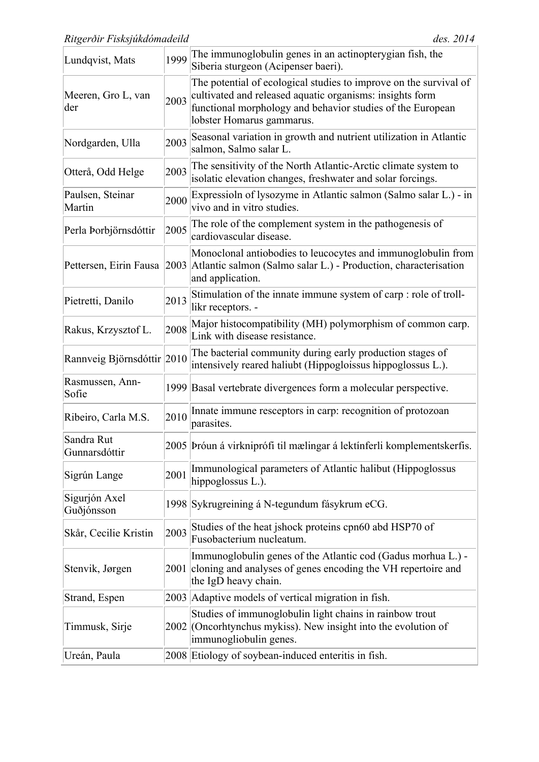| | | |
|---|---|---|
| Lundqvist, Mats | 1999 | The immunoglobulin genes in an actinopterygian fish, the Siberia sturgeon (Acipenser baeri). |
| Meeren, Gro L, van der | 2003 | The potential of ecological studies to improve on the survival of cultivated and released aquatic organisms: insights form functional morphology and behavior studies of the European lobster Homarus gammarus. |
| Nordgarden, Ulla | 2003 | Seasonal variation in growth and nutrient utilization in Atlantic salmon, Salmo salar L. |
| Otterå, Odd Helge | 2003 | The sensitivity of the North Atlantic-Arctic climate system to isolatic elevation changes, freshwater and solar forcings. |
| Paulsen, Steinar Martin | 2000 | Expressioln of lysozyme in Atlantic salmon (Salmo salar L.) - in vivo and in vitro studies. |
| Perla Þorbjörnsdóttir | 2005 | The role of the complement system in the pathogenesis of cardiovascular disease. |
| Pettersen, Eirin Fausa | 2003 | Monoclonal antiobodies to leucocytes and immunoglobulin from Atlantic salmon (Salmo salar L.) - Production, characterisation and application. |
| Pietretti, Danilo | 2013 | Stimulation of the innate immune system of carp : role of troll-likr receptors. - |
| Rakus, Krzysztof L. | 2008 | Major histocompatibility (MH) polymorphism of common carp. Link with disease resistance. |
| Rannveig Björnsdóttir | 2010 | The bacterial community during early production stages of intensively reared haliubt (Hippogloissus hippoglossus L.). |
| Rasmussen, Ann-Sofie | 1999 | Basal vertebrate divergences form a molecular perspective. |
| Ribeiro, Carla M.S. | 2010 | Innate immune resceptors in carp: recognition of protozoan parasites. |
| Sandra Rut Gunnarsdóttir | 2005 | Þróun á virkniprófi til mælingar á lektínferli komplementskerfis. |
| Sigrún Lange | 2001 | Immunological parameters of Atlantic halibut (Hippoglossus hippoglossus L.). |
| Sigurjón Axel Guðjónsson | 1998 | Sykrugreining á N-tegundum fásykrum eCG. |
| Skår, Cecilie Kristin | 2003 | Studies of the heat jshock proteins cpn60 abd HSP70 of Fusobacterium nucleatum. |
| Stenvik, Jørgen | 2001 | Immunoglobulin genes of the Atlantic cod (Gadus morhua L.) - cloning and analyses of genes encoding the VH repertoire and the IgD heavy chain. |
| Strand, Espen | 2003 | Adaptive models of vertical migration in fish. |
| Timmusk, Sirje | 2002 | Studies of immunoglobulin light chains in rainbow trout (Oncorhtynchus mykiss). New insight into the evolution of immunogliobulin genes. |
| Ureán, Paula | 2008 | Etiology of soybean-induced enteritis in fish. |